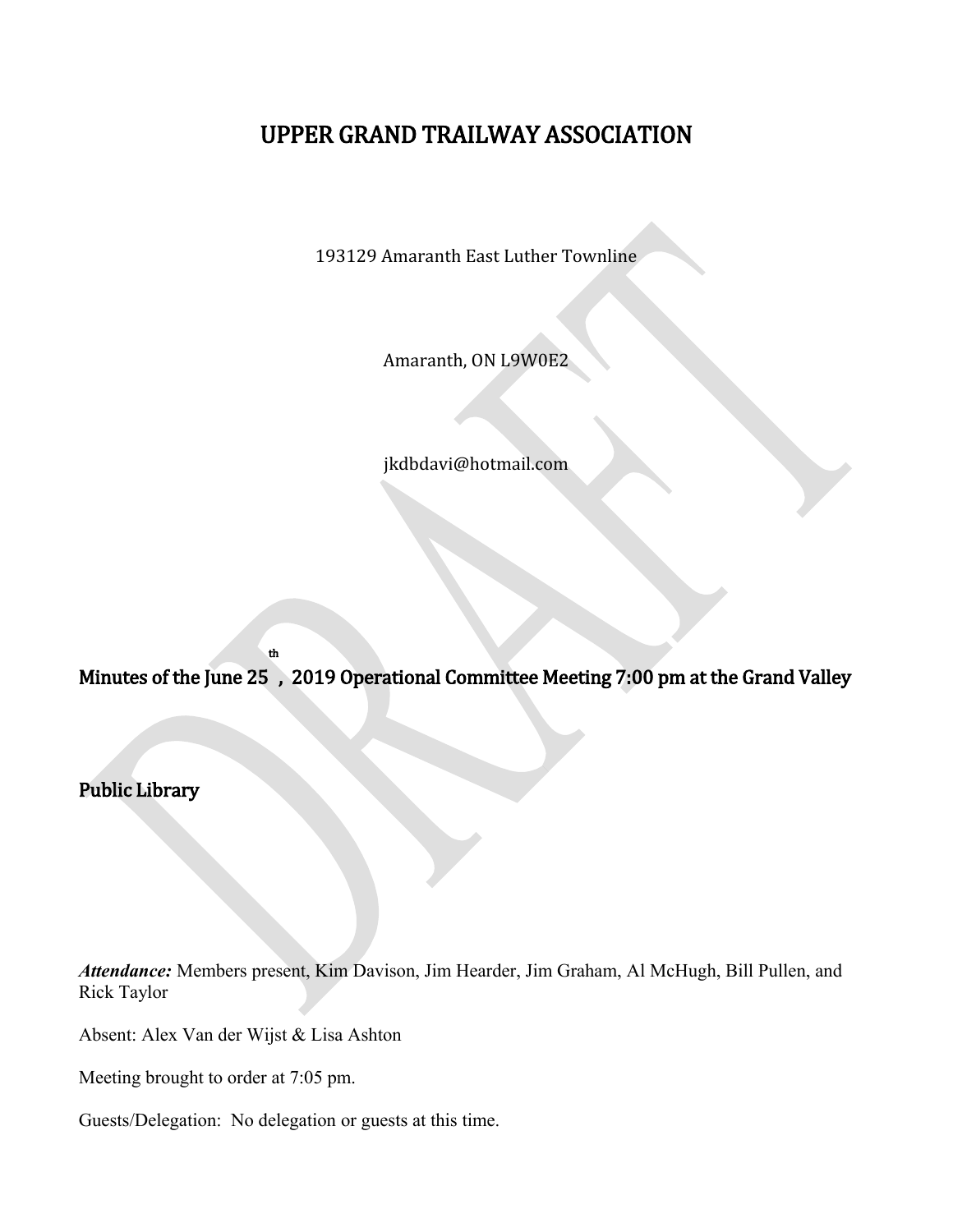# UPPER GRAND TRAILWAY ASSOCIATION

193129 Amaranth East Luther Townline

Amaranth, ON L9W0E2

jkdbdavi@hotmail.com

## Minutes of the June 25th, 2019 Operational Committee Meeting 7:00 pm at the Grand Valley Public Library

***Attendance:*** Members present, Kim Davison, Jim Hearder, Jim Graham, Al McHugh, Bill Pullen, and Rick Taylor

Absent: Alex Van der Wijst & Lisa Ashton

Meeting brought to order at 7:05 pm.

Guests/Delegation: No delegation or guests at this time.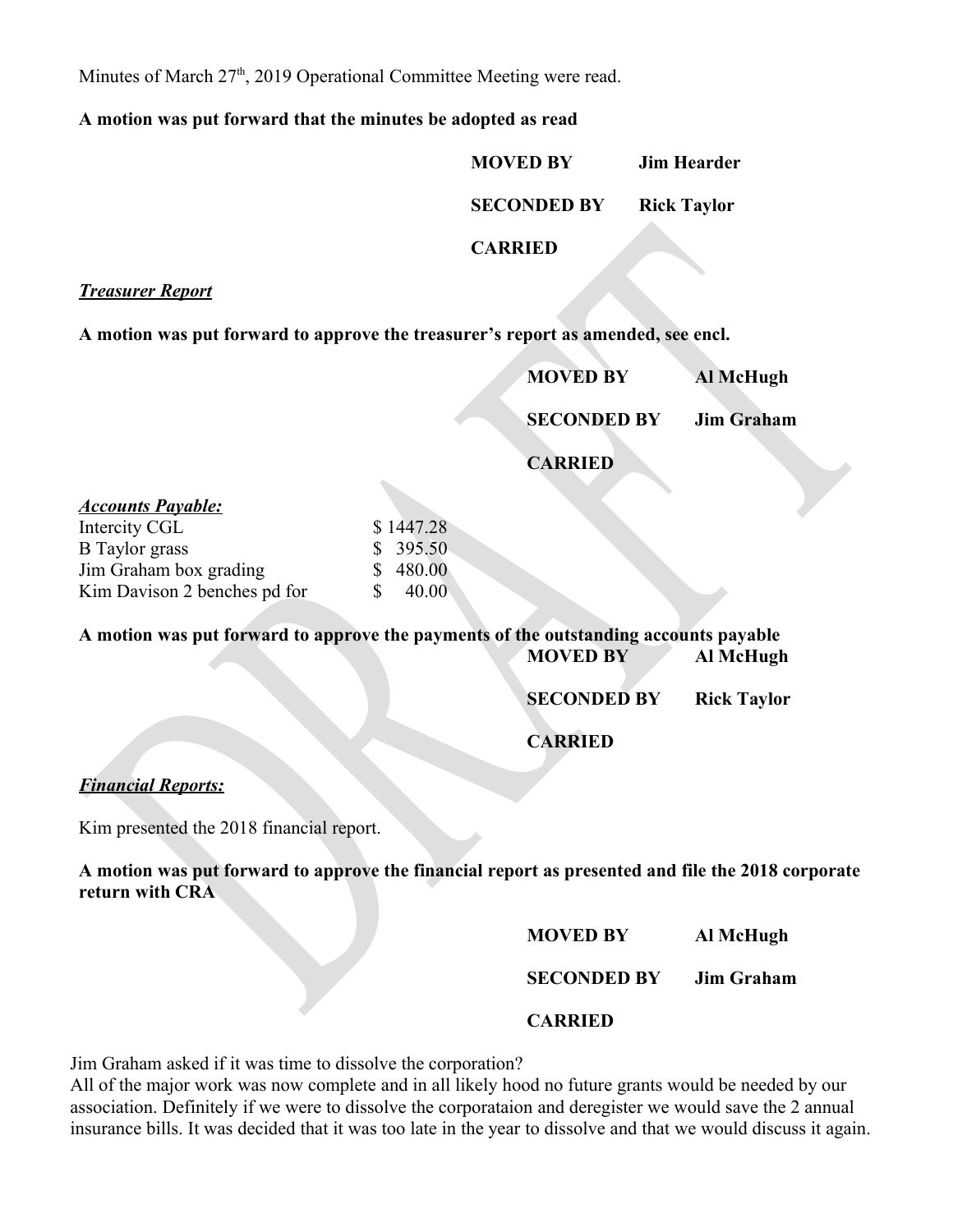Minutes of March 27th, 2019 Operational Committee Meeting were read.

**A motion was put forward that the minutes be adopted as read**

**MOVED BY** **Jim Hearder**

**SECONDED BY** **Rick Taylor**

**CARRIED**

***Treasurer Report***

**A motion was put forward to approve the treasurer's report as amended, see encl.**

**MOVED BY** **Al McHugh**

**SECONDED BY** **Jim Graham**

**CARRIED**

***Accounts Payable:***

| | |
|---|---|
| Intercity CGL | $ 1447.28 |
| B Taylor grass | $ 395.50 |
| Jim Graham box grading | $ 480.00 |
| Kim Davison 2 benches pd for | $ 40.00 |

**A motion was put forward to approve the payments of the outstanding accounts payable**

**MOVED BY** **Al McHugh**

**SECONDED BY** **Rick Taylor**

**CARRIED**

***Financial Reports:***

Kim presented the 2018 financial report.

**A motion was put forward to approve the financial report as presented and file the 2018 corporate return with CRA**

**MOVED BY** **Al McHugh**

**SECONDED BY** **Jim Graham**

**CARRIED**

Jim Graham asked if it was time to dissolve the corporation?
All of the major work was now complete and in all likely hood no future grants would be needed by our association. Definitely if we were to dissolve the corporataion and deregister we would save the 2 annual insurance bills. It was decided that it was too late in the year to dissolve and that we would discuss it again.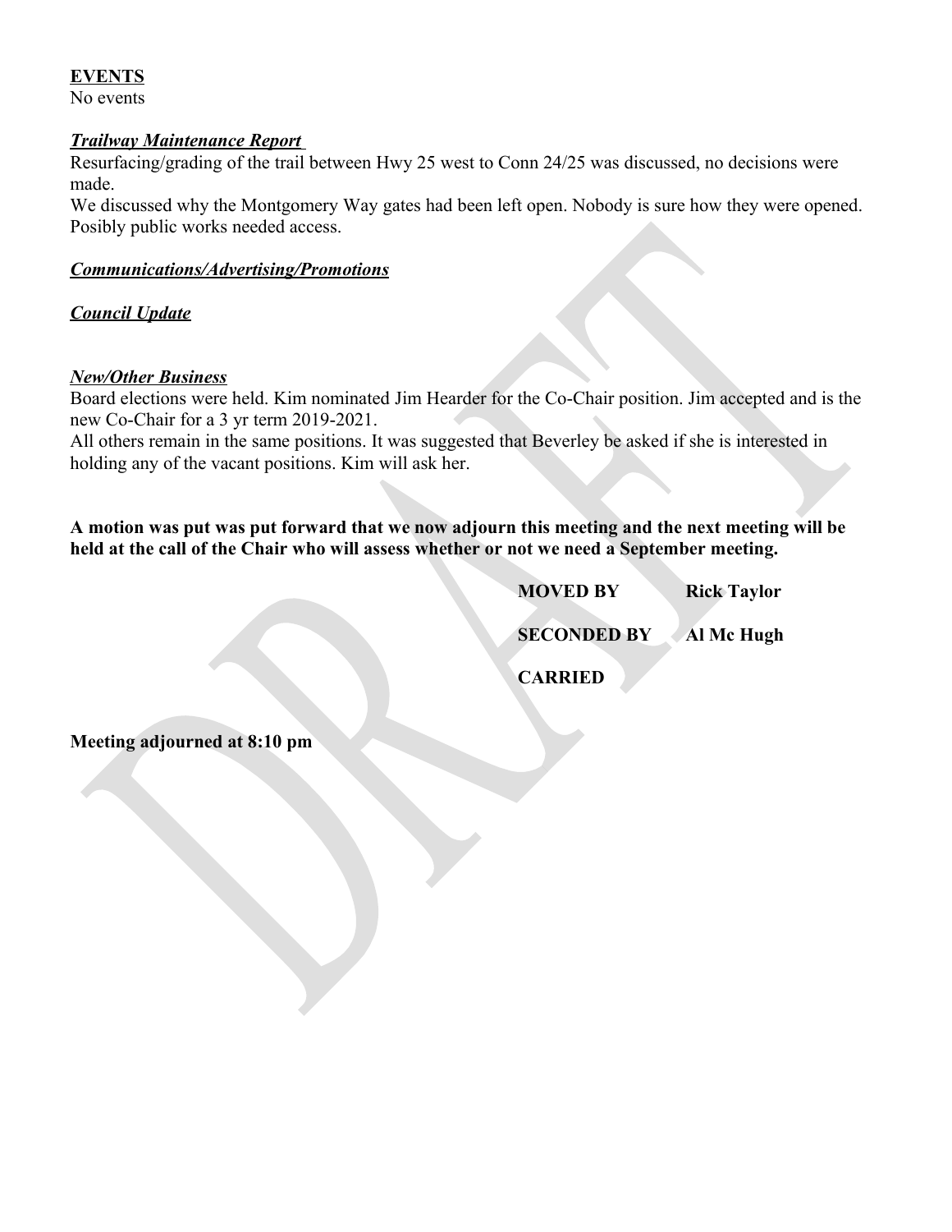**EVENTS**

No events

***Trailway Maintenance Report***

Resurfacing/grading of the trail between Hwy 25 west to Conn 24/25 was discussed, no decisions were made.

We discussed why the Montgomery Way gates had been left open. Nobody is sure how they were opened. Posibly public works needed access.

***Communications/Advertising/Promotions***

***Council Update***

***New/Other Business***

Board elections were held. Kim nominated Jim Hearder for the Co-Chair position. Jim accepted and is the new Co-Chair for a 3 yr term 2019-2021.

All others remain in the same positions. It was suggested that Beverley be asked if she is interested in holding any of the vacant positions. Kim will ask her.

**A motion was put was put forward that we now adjourn this meeting and the next meeting will be held at the call of the Chair who will assess whether or not we need a September meeting.**

**MOVED BY** **Rick Taylor**

**SECONDED BY** **Al Mc Hugh**

**CARRIED**

**Meeting adjourned at 8:10 pm**

DRAFT